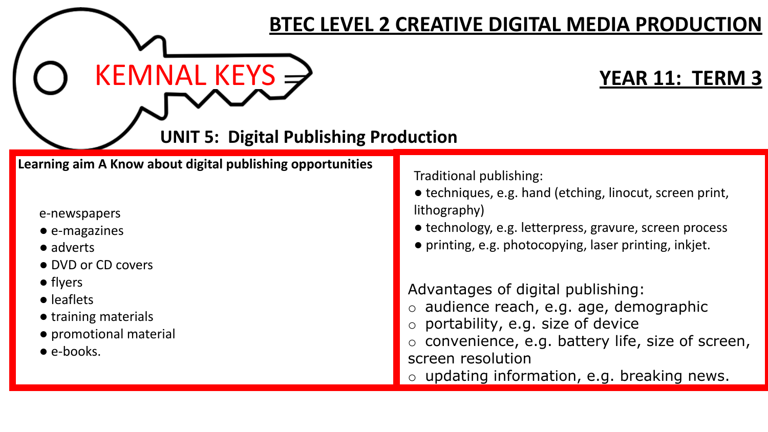# BTEC LEVEL 2 CREATIVE DIGITAL MEDIA PRODUCTION

KEMNAL KEYS

## YEAR 11: TERM 3

## UNIT 5: Digital Publishing Production

**Learning aim A Know about digital publishing opportunities**

e-newspapers
- e-magazines
- adverts
- DVD or CD covers
- flyers
- leaflets
- training materials
- promotional material
- e-books.

Traditional publishing:
- techniques, e.g. hand (etching, linocut, screen print, lithography)
- technology, e.g. letterpress, gravure, screen process
- printing, e.g. photocopying, laser printing, inkjet.

Advantages of digital publishing:
- audience reach, e.g. age, demographic
- portability, e.g. size of device
- convenience, e.g. battery life, size of screen, screen resolution
- updating information, e.g. breaking news.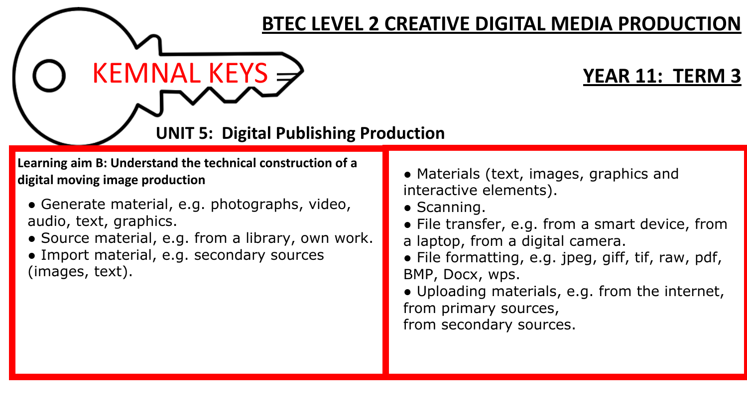# BTEC LEVEL 2 CREATIVE DIGITAL MEDIA PRODUCTION

KEMNAL KEYS

## YEAR 11: TERM 3

## UNIT 5: Digital Publishing Production

**Learning aim B: Understand the technical construction of a digital moving image production**

- Generate material, e.g. photographs, video, audio, text, graphics.
- Source material, e.g. from a library, own work.
- Import material, e.g. secondary sources (images, text).

- Materials (text, images, graphics and interactive elements).
- Scanning.
- File transfer, e.g. from a smart device, from a laptop, from a digital camera.
- File formatting, e.g. jpeg, giff, tif, raw, pdf, BMP, Docx, wps.
- Uploading materials, e.g. from the internet, from primary sources, from secondary sources.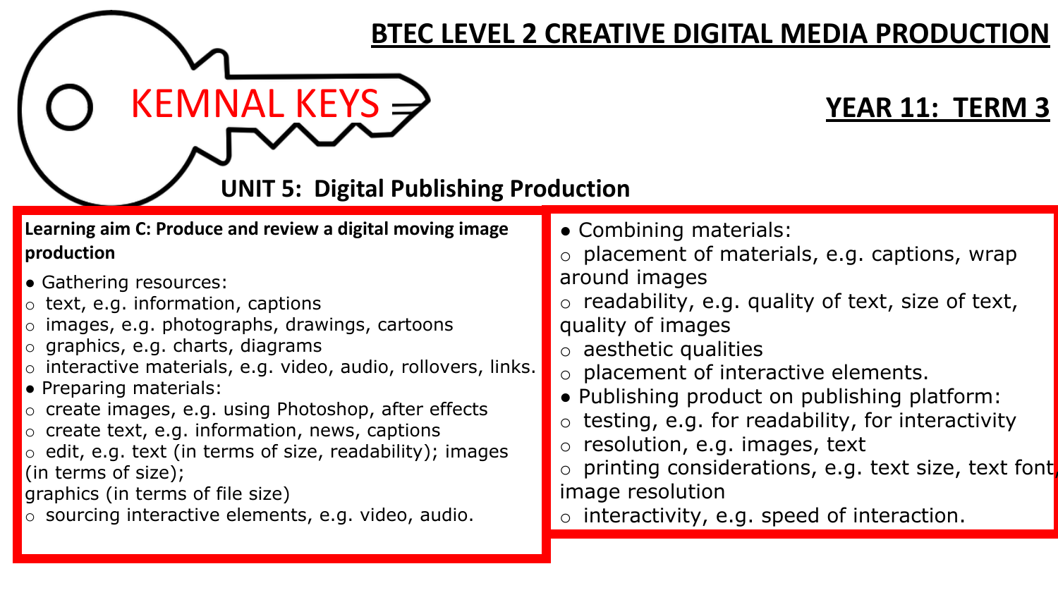# BTEC LEVEL 2 CREATIVE DIGITAL MEDIA PRODUCTION

KEMNAL KEYS

## YEAR 11: TERM 3

## UNIT 5: Digital Publishing Production

**Learning aim C: Produce and review a digital moving image production**

- Gathering resources:
  - text, e.g. information, captions
  - images, e.g. photographs, drawings, cartoons
  - graphics, e.g. charts, diagrams
  - interactive materials, e.g. video, audio, rollovers, links.
- Preparing materials:
  - create images, e.g. using Photoshop, after effects
  - create text, e.g. information, news, captions
  - edit, e.g. text (in terms of size, readability); images (in terms of size); graphics (in terms of file size)
  - sourcing interactive elements, e.g. video, audio.
- Combining materials:
  - placement of materials, e.g. captions, wrap around images
  - readability, e.g. quality of text, size of text, quality of images
  - aesthetic qualities
  - placement of interactive elements.
- Publishing product on publishing platform:
  - testing, e.g. for readability, for interactivity
  - resolution, e.g. images, text
  - printing considerations, e.g. text size, text font, image resolution
  - interactivity, e.g. speed of interaction.